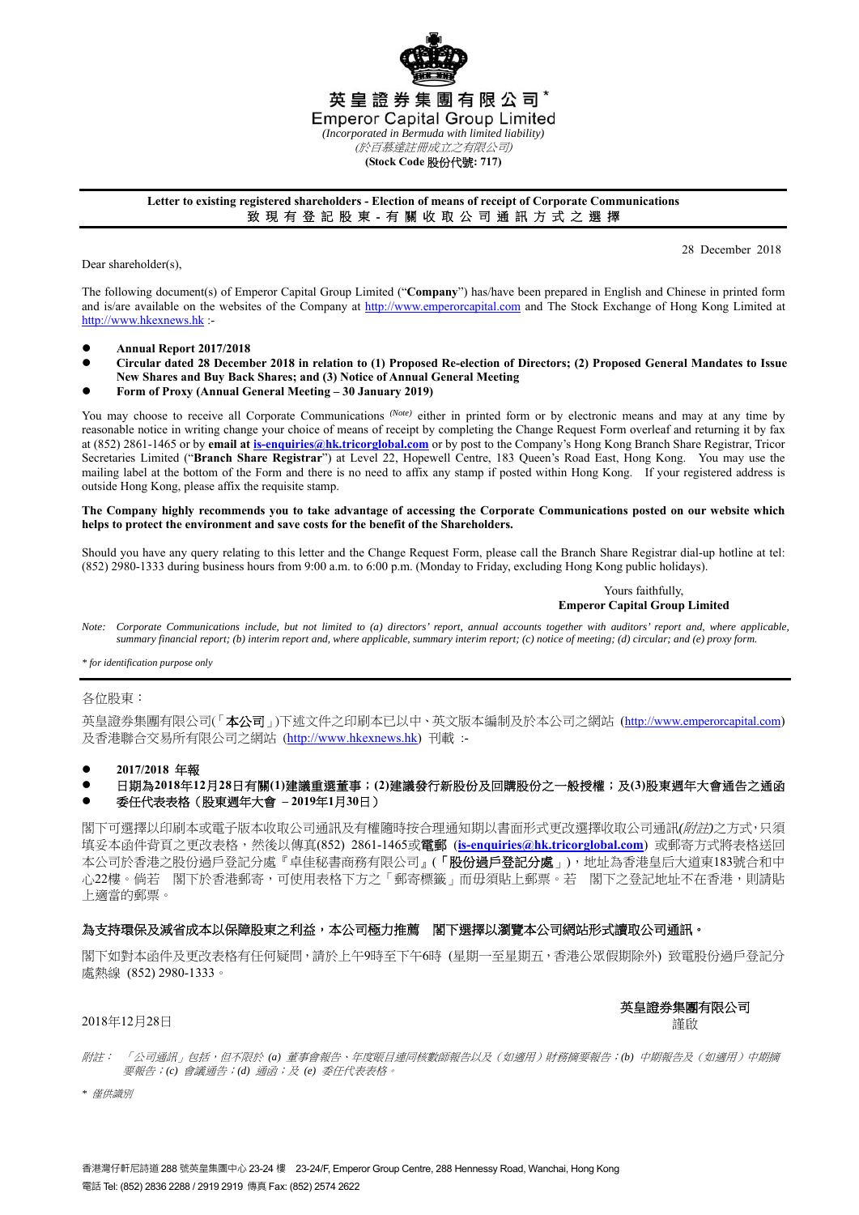**英皇證券集團有限公司*
Emperor Capital Group Limited**

*(Incorporated in Bermuda with limited liability)*
*(於百慕達註冊成立之有限公司)*
**(Stock Code 股份代號: 717)**

**Letter to existing registered shareholders - Election of means of receipt of Corporate Communications**
**致現有登記股東 - 有關收取公司通訊方式之選擇**

28 December 2018

Dear shareholder(s),

The following document(s) of Emperor Capital Group Limited ("**Company**") has/have been prepared in English and Chinese in printed form and is/are available on the websites of the Company at http://www.emperorcapital.com and The Stock Exchange of Hong Kong Limited at http://www.hkexnews.hk :-

- **Annual Report 2017/2018**
- **Circular dated 28 December 2018 in relation to (1) Proposed Re-election of Directors; (2) Proposed General Mandates to Issue New Shares and Buy Back Shares; and (3) Notice of Annual General Meeting**
- **Form of Proxy (Annual General Meeting – 30 January 2019)**

You may choose to receive all Corporate Communications *(Note)* either in printed form or by electronic means and may at any time by reasonable notice in writing change your choice of means of receipt by completing the Change Request Form overleaf and returning it by fax at (852) 2861-1465 or by **email at is-enquiries@hk.tricorglobal.com** or by post to the Company's Hong Kong Branch Share Registrar, Tricor Secretaries Limited ("**Branch Share Registrar**") at Level 22, Hopewell Centre, 183 Queen's Road East, Hong Kong. You may use the mailing label at the bottom of the Form and there is no need to affix any stamp if posted within Hong Kong. If your registered address is outside Hong Kong, please affix the requisite stamp.

**The Company highly recommends you to take advantage of accessing the Corporate Communications posted on our website which helps to protect the environment and save costs for the benefit of the Shareholders.**

Should you have any query relating to this letter and the Change Request Form, please call the Branch Share Registrar dial-up hotline at tel: (852) 2980-1333 during business hours from 9:00 a.m. to 6:00 p.m. (Monday to Friday, excluding Hong Kong public holidays).

Yours faithfully,
**Emperor Capital Group Limited**

*Note: Corporate Communications include, but not limited to (a) directors' report, annual accounts together with auditors' report and, where applicable, summary financial report; (b) interim report and, where applicable, summary interim report; (c) notice of meeting; (d) circular; and (e) proxy form.*

*\* for identification purpose only*

---

各位股東：

英皇證券集團有限公司(「**本公司**」)下述文件之印刷本已以中、英文版本編制及於本公司之網站 (http://www.emperorcapital.com) 及香港聯合交易所有限公司之網站 (http://www.hkexnews.hk) 刊載 :-

- **2017/2018 年報**
- **日期為2018年12月28日有關(1)建議重選董事；(2)建議發行新股份及回購股份之一般授權；及(3)股東週年大會通告之通函**
- **委任代表表格（股東週年大會 – 2019年1月30日）**

閣下可選擇以印刷本或電子版本收取公司通訊及有權隨時按合理通知期以書面形式更改選擇收取公司通訊(*附註*)之方式，只須填妥本函件背頁之更改表格，然後以傳真(852) 2861-1465或**電郵** (**is-enquiries@hk.tricorglobal.com**) 或郵寄方式將表格送回本公司於香港之股份過戶登記分處『卓佳秘書商務有限公司』(「**股份過戶登記分處**」)，地址為香港皇后大道東183號合和中心22樓。倘若 閣下於香港郵寄，可使用表格下方之「郵寄標籤」而毋須貼上郵票。若 閣下之登記地址不在香港，則請貼上適當的郵票。

**為支持環保及減省成本以保障股東之利益，本公司極力推薦 閣下選擇以瀏覽本公司網站形式讀取公司通訊。**

閣下如對本函件及更改表格有任何疑問，請於上午9時至下午6時 (星期一至星期五，香港公眾假期除外) 致電股份過戶登記分處熱線 (852) 2980-1333。

英皇證券集團有限公司
謹啟

2018年12月28日

*附註： 「公司通訊」包括，但不限於 (a) 董事會報告、年度賬目連同核數師報告以及（如適用）財務摘要報告；(b) 中期報告及（如適用）中期摘要報告；(c) 會議通告；(d) 通函；及 (e) 委任代表表格。*

*\* 僅供識別*

香港灣仔軒尼詩道 288 號英皇集團中心 23-24 樓 23-24/F, Emperor Group Centre, 288 Hennessy Road, Wanchai, Hong Kong
電話 Tel: (852) 2836 2288 / 2919 2919 傳真 Fax: (852) 2574 2622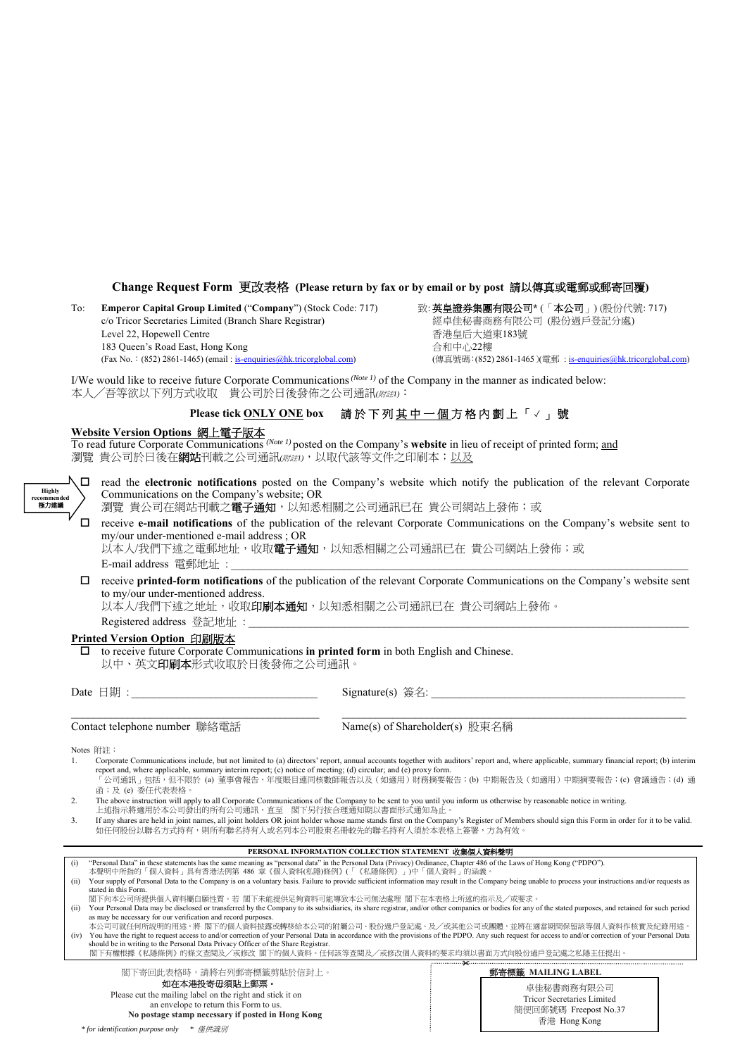## Change Request Form 更改表格 (Please return by fax or by email or by post 請以傳真或電郵或郵寄回覆)

To: **Emperor Capital Group Limited** ("**Company**") (Stock Code: 717)
c/o Tricor Secretaries Limited (Branch Share Registrar)
Level 22, Hopewell Centre
183 Queen's Road East, Hong Kong
(Fax No.: (852) 2861-1465) (email : is-enquiries@hk.tricorglobal.com)

致: **英皇證券集團有限公司***（「**本公司**」）(股份代號: 717)
經卓佳秘書商務有限公司 (股份過戶登記分處)
香港皇后大道東183號
合和中心22樓
(傳真號碼: (852) 2861-1465 )(電郵 : is-enquiries@hk.tricorglobal.com)

I/We would like to receive future Corporate Communications *(Note 1)* of the Company in the manner as indicated below:
本人╱吾等欲以下列方式收取　貴公司於日後發佈之公司通訊*(附註1)*：

**Please tick ONLY ONE box　請於下列其中一個方格內劃上「✓」號**

**Website Version Options 網上電子版本**
To read future Corporate Communications *(Note 1)* posted on the Company's **website** in lieu of receipt of printed form; and
瀏覽 貴公司於日後在**網站**刊載之公司通訊*(附註1)*，以取代該等文件之印刷本；以及

**Highly recommended 極力建議**

☐ read the **electronic notifications** posted on the Company's website which notify the publication of the relevant Corporate Communications on the Company's website; OR
瀏覽 貴公司在網站刊載之**電子通知**，以知悉相關之公司通訊已在 貴公司網站上發佈；或

☐ receive **e-mail notifications** of the publication of the relevant Corporate Communications on the Company's website sent to my/our under-mentioned e-mail address ; OR
以本人/我們下述之電郵地址，收取**電子通知**，以知悉相關之公司通訊已在 貴公司網站上發佈；或
E-mail address 電郵地址 : ____________________

☐ receive **printed-form notifications** of the publication of the relevant Corporate Communications on the Company's website sent to my/our under-mentioned address.
以本人/我們下述之地址，收取**印刷本通知**，以知悉相關之公司通訊已在 貴公司網站上發佈。
Registered address 登記地址 : ____________________

**Printed Version Option 印刷版本**

☐ to receive future Corporate Communications **in printed form** in both English and Chinese.
以中、英文**印刷本**形式收取於日後發佈之公司通訊。

Date 日期 : ____________________　　Signature(s) 簽名: ____________________

____________________　　____________________
Contact telephone number 聯絡電話　　Name(s) of Shareholder(s) 股東名稱

Notes 附註：

1. Corporate Communications include, but not limited to (a) directors' report, annual accounts together with auditors' report and, where applicable, summary financial report; (b) interim report and, where applicable, summary interim report; (c) notice of meeting; (d) circular; and (e) proxy form.
「公司通訊」包括，但不限於 (a) 董事會報告、年度賬目連同核數師報告以及（如適用）財務摘要報告；(b) 中期報告及（如適用）中期摘要報告；(c) 會議通告；(d) 通函；及 (e) 委任代表表格。
2. The above instruction will apply to all Corporate Communications of the Company to be sent to you until you inform us otherwise by reasonable notice in writing.
上述指示將適用於本公司發出的所有公司通訊，直至　閣下另行按合理通知期以書面形式通知為止。
3. If any shares are held in joint names, all joint holders OR joint holder whose name stands first on the Company's Register of Members should sign this Form in order for it to be valid.
如任何股份以聯名方式持有，則所有聯名持有人或名列本公司股東名冊較先的聯名持有人須於本表格上簽署，方為有效。

**PERSONAL INFORMATION COLLECTION STATEMENT 收集個人資料聲明**

(i) "Personal Data" in these statements has the same meaning as "personal data" in the Personal Data (Privacy) Ordinance, Chapter 486 of the Laws of Hong Kong ("PDPO").
本聲明中所指的「個人資料」具有香港法例第 486 章《個人資料(私隱)條例》(「《私隱條例》」)中「個人資料」的涵義。
(ii) Your supply of Personal Data to the Company is on a voluntary basis. Failure to provide sufficient information may result in the Company being unable to process your instructions and/or requests as stated in this Form.
閣下向本公司所提供個人資料屬自願性質。若 閣下未能提供足夠資料可能導致本公司無法處理 閣下在本表格上所述的指示及／或要求。
(ii) Your Personal Data may be disclosed or transferred by the Company to its subsidiaries, its share registrar, and/or other companies or bodies for any of the stated purposes, and retained for such period as may be necessary for our verification and record purposes.
本公司可就任何所說明的用途，將 閣下的個人資料披露或轉移給本公司的附屬公司、股份過戶登記處、及／或其他公司或團體，並將在適當期間保留該等個人資料作核實及紀錄用途。
(iv) You have the right to request access to and/or correction of your Personal Data in accordance with the provisions of the PDPO. Any such request for access to and/or correction of your Personal Data should be in writing to the Personal Data Privacy Officer of the Share Registrar.
閣下有權根據《私隱條例》的條文查閱及／或修改 閣下的個人資料。任何該等查閱及／或修改個人資料的要求均須以書面方式向股份過戶登記處之私隱主任提出。

閣下寄回此表格時，請將右列郵寄標籤剪貼於信封上。
**如在本港投寄毋須貼上郵票。**
Please cut the mailing label on the right and stick it on an envelope to return this Form to us.
**No postage stamp necessary if posted in Hong Kong**

**郵寄標籤 MAILING LABEL**
卓佳秘書商務有限公司
Tricor Secretaries Limited
簡便回郵號碼 Freepost No.37
香港 Hong Kong

* *for identification purpose only*　* *僅供識別*